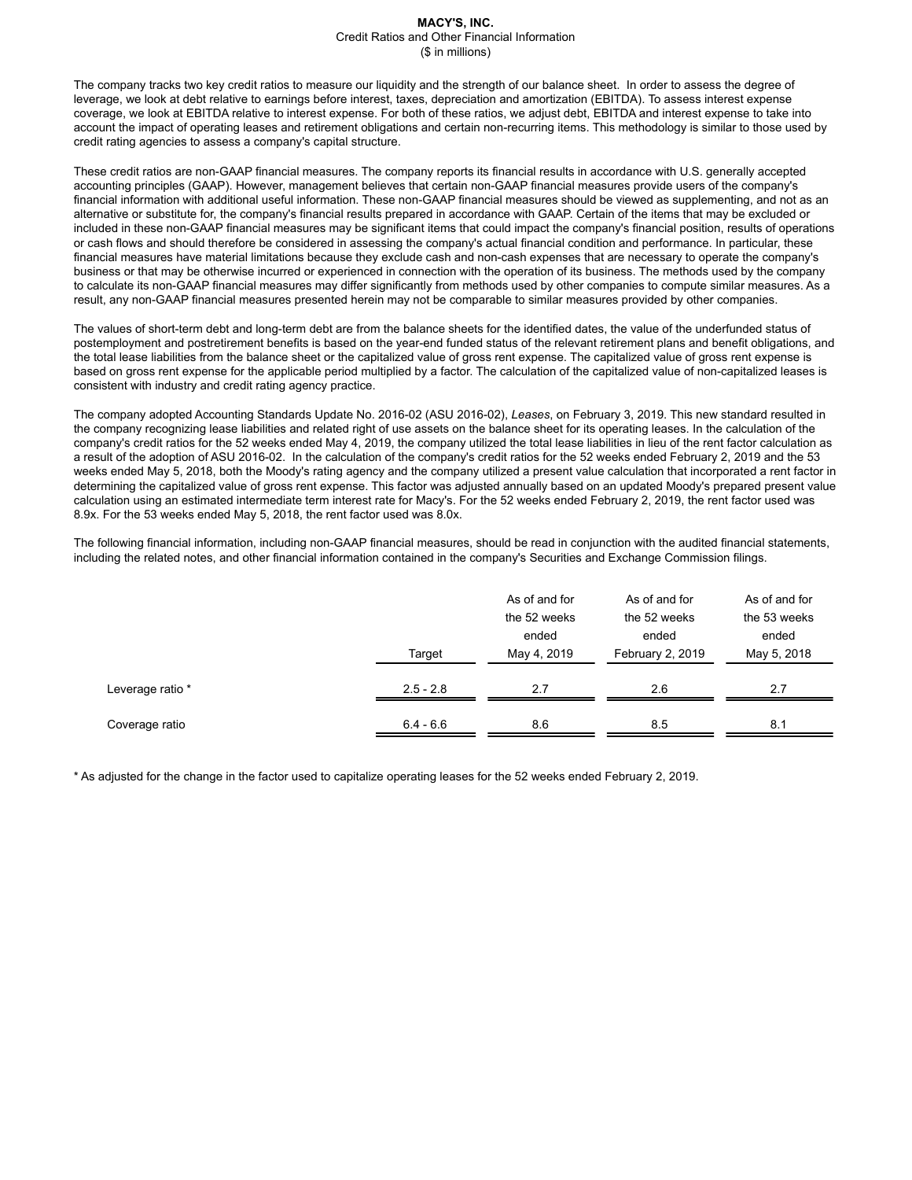# MACY'S, INC.

Credit Ratios and Other Financial Information

($ in millions)

The company tracks two key credit ratios to measure our liquidity and the strength of our balance sheet. In order to assess the degree of leverage, we look at debt relative to earnings before interest, taxes, depreciation and amortization (EBITDA). To assess interest expense coverage, we look at EBITDA relative to interest expense. For both of these ratios, we adjust debt, EBITDA and interest expense to take into account the impact of operating leases and retirement obligations and certain non-recurring items. This methodology is similar to those used by credit rating agencies to assess a company's capital structure.

These credit ratios are non-GAAP financial measures. The company reports its financial results in accordance with U.S. generally accepted accounting principles (GAAP). However, management believes that certain non-GAAP financial measures provide users of the company's financial information with additional useful information. These non-GAAP financial measures should be viewed as supplementing, and not as an alternative or substitute for, the company's financial results prepared in accordance with GAAP. Certain of the items that may be excluded or included in these non-GAAP financial measures may be significant items that could impact the company's financial position, results of operations or cash flows and should therefore be considered in assessing the company's actual financial condition and performance. In particular, these financial measures have material limitations because they exclude cash and non-cash expenses that are necessary to operate the company's business or that may be otherwise incurred or experienced in connection with the operation of its business. The methods used by the company to calculate its non-GAAP financial measures may differ significantly from methods used by other companies to compute similar measures. As a result, any non-GAAP financial measures presented herein may not be comparable to similar measures provided by other companies.

The values of short-term debt and long-term debt are from the balance sheets for the identified dates, the value of the underfunded status of postemployment and postretirement benefits is based on the year-end funded status of the relevant retirement plans and benefit obligations, and the total lease liabilities from the balance sheet or the capitalized value of gross rent expense. The capitalized value of gross rent expense is based on gross rent expense for the applicable period multiplied by a factor. The calculation of the capitalized value of non-capitalized leases is consistent with industry and credit rating agency practice.

The company adopted Accounting Standards Update No. 2016-02 (ASU 2016-02), *Leases*, on February 3, 2019. This new standard resulted in the company recognizing lease liabilities and related right of use assets on the balance sheet for its operating leases. In the calculation of the company's credit ratios for the 52 weeks ended May 4, 2019, the company utilized the total lease liabilities in lieu of the rent factor calculation as a result of the adoption of ASU 2016-02. In the calculation of the company's credit ratios for the 52 weeks ended February 2, 2019 and the 53 weeks ended May 5, 2018, both the Moody's rating agency and the company utilized a present value calculation that incorporated a rent factor in determining the capitalized value of gross rent expense. This factor was adjusted annually based on an updated Moody's prepared present value calculation using an estimated intermediate term interest rate for Macy's. For the 52 weeks ended February 2, 2019, the rent factor used was 8.9x. For the 53 weeks ended May 5, 2018, the rent factor used was 8.0x.

The following financial information, including non-GAAP financial measures, should be read in conjunction with the audited financial statements, including the related notes, and other financial information contained in the company's Securities and Exchange Commission filings.

| | Target | As of and for the 52 weeks ended May 4, 2019 | As of and for the 52 weeks ended February 2, 2019 | As of and for the 53 weeks ended May 5, 2018 |
|---|---|---|---|---|
| Leverage ratio * | 2.5 - 2.8 | 2.7 | 2.6 | 2.7 |
| Coverage ratio | 6.4 - 6.6 | 8.6 | 8.5 | 8.1 |

* As adjusted for the change in the factor used to capitalize operating leases for the 52 weeks ended February 2, 2019.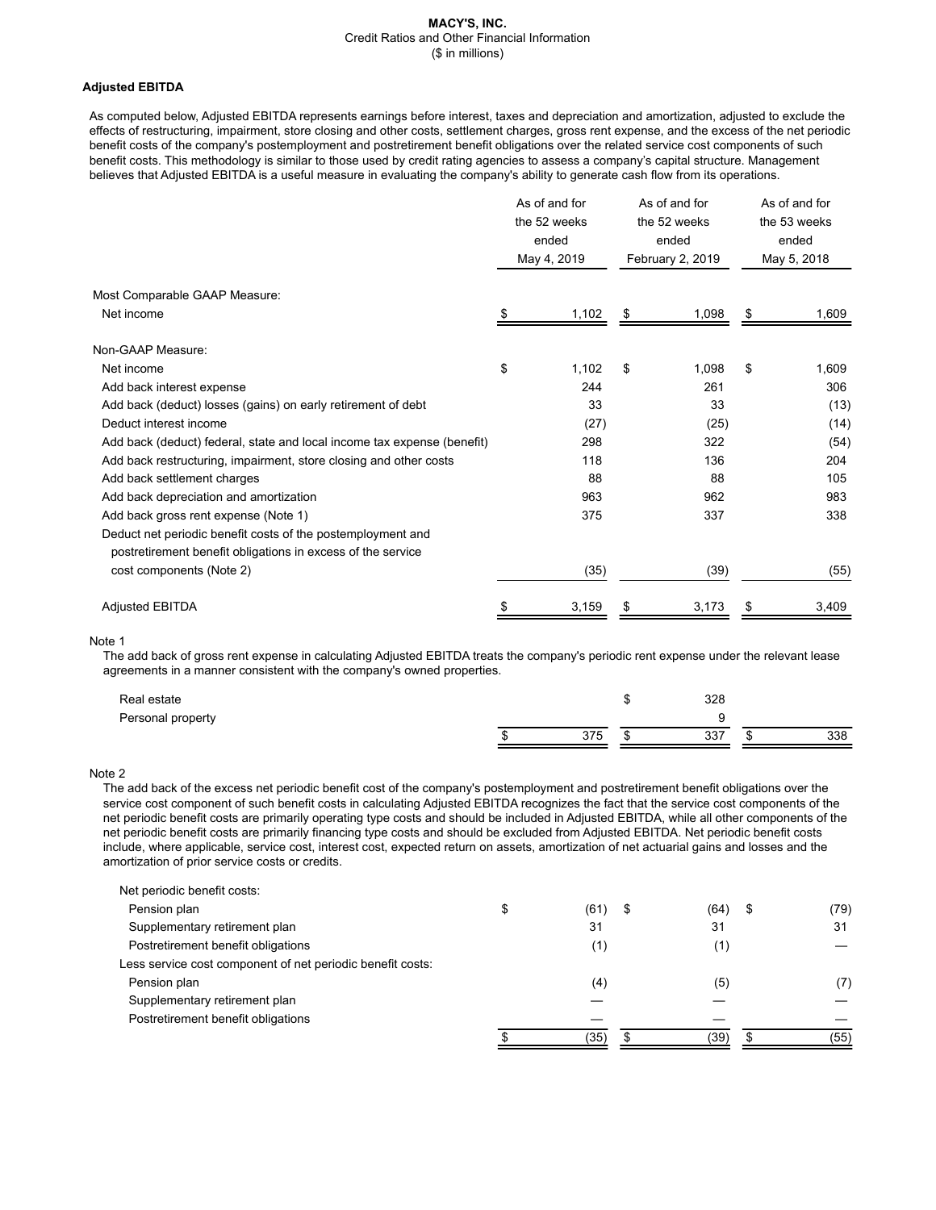**MACY'S, INC.**
Credit Ratios and Other Financial Information
($ in millions)

**Adjusted EBITDA**

As computed below, Adjusted EBITDA represents earnings before interest, taxes and depreciation and amortization, adjusted to exclude the effects of restructuring, impairment, store closing and other costs, settlement charges, gross rent expense, and the excess of the net periodic benefit costs of the company's postemployment and postretirement benefit obligations over the related service cost components of such benefit costs. This methodology is similar to those used by credit rating agencies to assess a company's capital structure. Management believes that Adjusted EBITDA is a useful measure in evaluating the company's ability to generate cash flow from its operations.

| | As of and for the 52 weeks ended May 4, 2019 | As of and for the 52 weeks ended February 2, 2019 | As of and for the 53 weeks ended May 5, 2018 |
|---|---|---|---|
| Most Comparable GAAP Measure: | | | |
| Net income | $ 1,102 | $ 1,098 | $ 1,609 |
| Non-GAAP Measure: | | | |
| Net income | $ 1,102 | $ 1,098 | $ 1,609 |
| Add back interest expense | 244 | 261 | 306 |
| Add back (deduct) losses (gains) on early retirement of debt | 33 | 33 | (13) |
| Deduct interest income | (27) | (25) | (14) |
| Add back (deduct) federal, state and local income tax expense (benefit) | 298 | 322 | (54) |
| Add back restructuring, impairment, store closing and other costs | 118 | 136 | 204 |
| Add back settlement charges | 88 | 88 | 105 |
| Add back depreciation and amortization | 963 | 962 | 983 |
| Add back gross rent expense (Note 1) | 375 | 337 | 338 |
| Deduct net periodic benefit costs of the postemployment and postretirement benefit obligations in excess of the service cost components (Note 2) | (35) | (39) | (55) |
| Adjusted EBITDA | $ 3,159 | $ 3,173 | $ 3,409 |

Note 1

The add back of gross rent expense in calculating Adjusted EBITDA treats the company's periodic rent expense under the relevant lease agreements in a manner consistent with the company's owned properties.

| | | | |
|---|---|---|---|
| Real estate | | $ 328 | |
| Personal property | | 9 | |
| | $ 375 | $ 337 | $ 338 |

Note 2

The add back of the excess net periodic benefit cost of the company's postemployment and postretirement benefit obligations over the service cost component of such benefit costs in calculating Adjusted EBITDA recognizes the fact that the service cost components of the net periodic benefit costs are primarily operating type costs and should be included in Adjusted EBITDA, while all other components of the net periodic benefit costs are primarily financing type costs and should be excluded from Adjusted EBITDA. Net periodic benefit costs include, where applicable, service cost, interest cost, expected return on assets, amortization of net actuarial gains and losses and the amortization of prior service costs or credits.

| | | | |
|---|---|---|---|
| Net periodic benefit costs: | | | |
| Pension plan | $ (61) | $ (64) | $ (79) |
| Supplementary retirement plan | 31 | 31 | 31 |
| Postretirement benefit obligations | (1) | (1) | — |
| Less service cost component of net periodic benefit costs: | | | |
| Pension plan | (4) | (5) | (7) |
| Supplementary retirement plan | — | — | — |
| Postretirement benefit obligations | — | — | — |
| | $ (35) | $ (39) | $ (55) |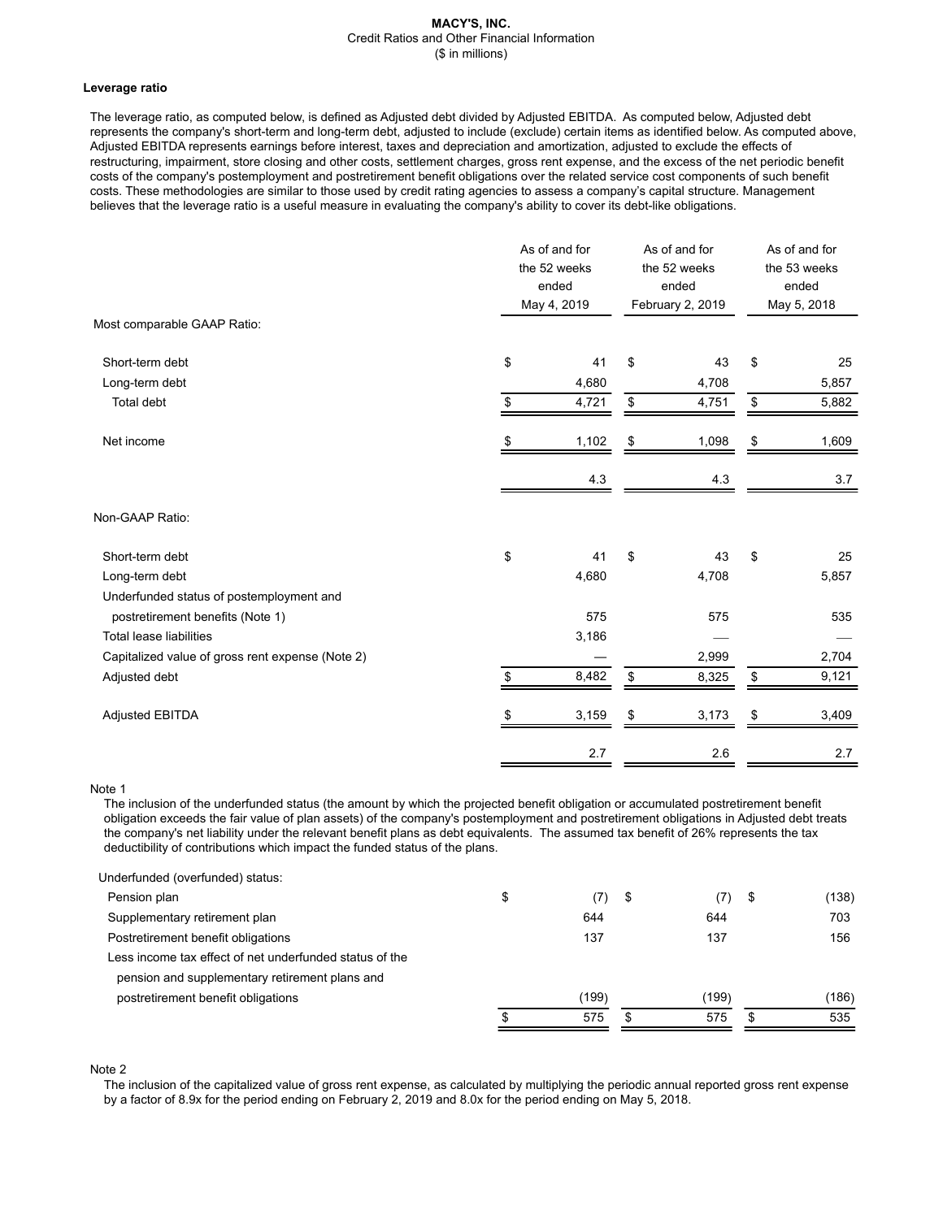**MACY'S, INC.**
Credit Ratios and Other Financial Information
($ in millions)

**Leverage ratio**

The leverage ratio, as computed below, is defined as Adjusted debt divided by Adjusted EBITDA. As computed below, Adjusted debt represents the company's short-term and long-term debt, adjusted to include (exclude) certain items as identified below. As computed above, Adjusted EBITDA represents earnings before interest, taxes and depreciation and amortization, adjusted to exclude the effects of restructuring, impairment, store closing and other costs, settlement charges, gross rent expense, and the excess of the net periodic benefit costs of the company's postemployment and postretirement benefit obligations over the related service cost components of such benefit costs. These methodologies are similar to those used by credit rating agencies to assess a company's capital structure. Management believes that the leverage ratio is a useful measure in evaluating the company's ability to cover its debt-like obligations.

| | As of and for the 52 weeks ended May 4, 2019 | As of and for the 52 weeks ended February 2, 2019 | As of and for the 53 weeks ended May 5, 2018 |
|---|---|---|---|
| Most comparable GAAP Ratio: | | | |
| Short-term debt | $ 41 | $ 43 | $ 25 |
| Long-term debt | 4,680 | 4,708 | 5,857 |
| Total debt | $ 4,721 | $ 4,751 | $ 5,882 |
| Net income | $ 1,102 | $ 1,098 | $ 1,609 |
| | 4.3 | 4.3 | 3.7 |
| Non-GAAP Ratio: | | | |
| Short-term debt | $ 41 | $ 43 | $ 25 |
| Long-term debt | 4,680 | 4,708 | 5,857 |
| Underfunded status of postemployment and postretirement benefits (Note 1) | 575 | 575 | 535 |
| Total lease liabilities | 3,186 | — | — |
| Capitalized value of gross rent expense (Note 2) | — | 2,999 | 2,704 |
| Adjusted debt | $ 8,482 | $ 8,325 | $ 9,121 |
| Adjusted EBITDA | $ 3,159 | $ 3,173 | $ 3,409 |
| | 2.7 | 2.6 | 2.7 |

Note 1

The inclusion of the underfunded status (the amount by which the projected benefit obligation or accumulated postretirement benefit obligation exceeds the fair value of plan assets) of the company's postemployment and postretirement obligations in Adjusted debt treats the company's net liability under the relevant benefit plans as debt equivalents. The assumed tax benefit of 26% represents the tax deductibility of contributions which impact the funded status of the plans.

| Underfunded (overfunded) status: | | | |
|---|---|---|---|
| Pension plan | $ (7) | $ (7) | $ (138) |
| Supplementary retirement plan | 644 | 644 | 703 |
| Postretirement benefit obligations | 137 | 137 | 156 |
| Less income tax effect of net underfunded status of the pension and supplementary retirement plans and postretirement benefit obligations | (199) | (199) | (186) |
| | $ 575 | $ 575 | $ 535 |

Note 2

The inclusion of the capitalized value of gross rent expense, as calculated by multiplying the periodic annual reported gross rent expense by a factor of 8.9x for the period ending on February 2, 2019 and 8.0x for the period ending on May 5, 2018.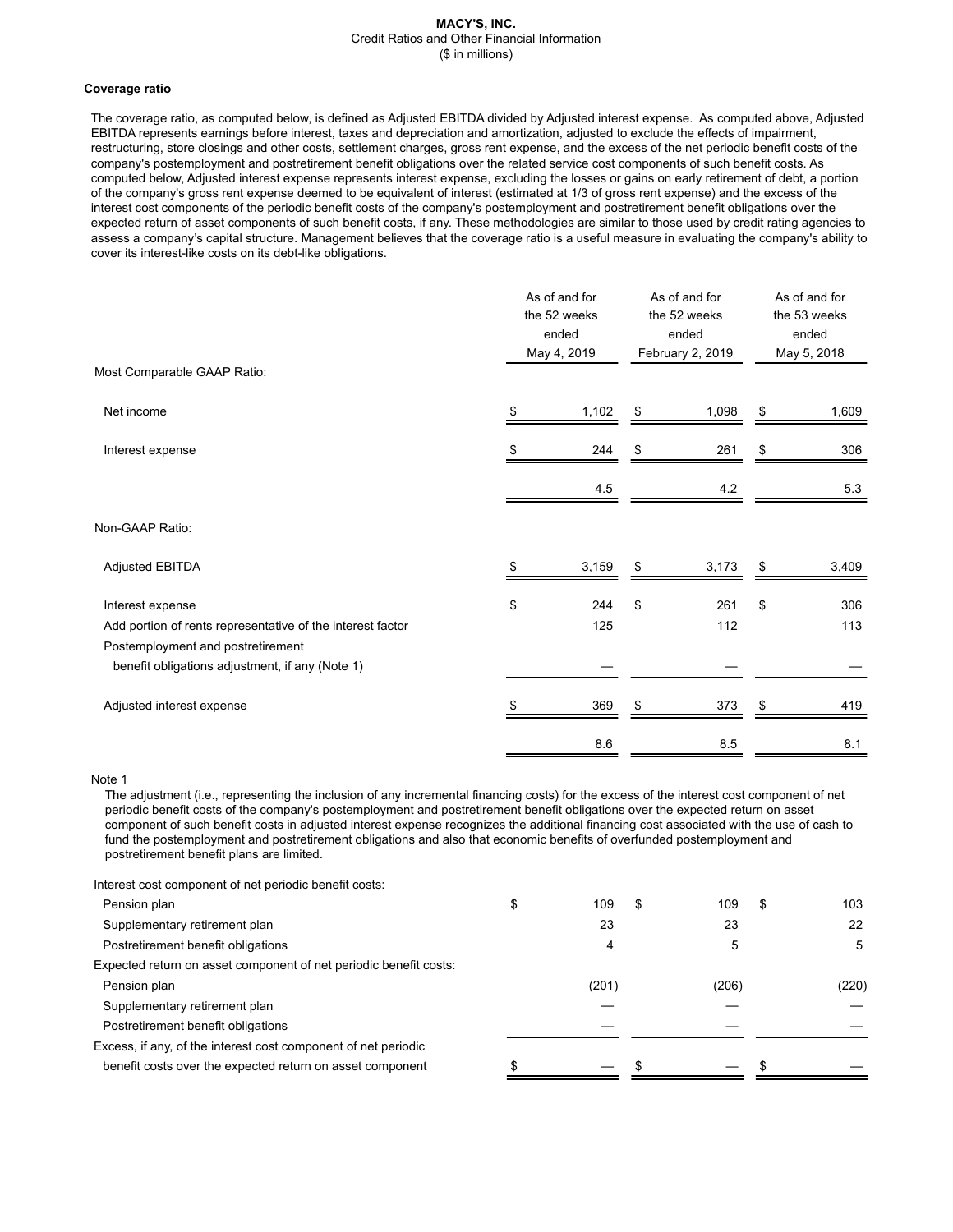**MACY'S, INC.**
Credit Ratios and Other Financial Information
($ in millions)

**Coverage ratio**

The coverage ratio, as computed below, is defined as Adjusted EBITDA divided by Adjusted interest expense. As computed above, Adjusted EBITDA represents earnings before interest, taxes and depreciation and amortization, adjusted to exclude the effects of impairment, restructuring, store closings and other costs, settlement charges, gross rent expense, and the excess of the net periodic benefit costs of the company's postemployment and postretirement benefit obligations over the related service cost components of such benefit costs. As computed below, Adjusted interest expense represents interest expense, excluding the losses or gains on early retirement of debt, a portion of the company's gross rent expense deemed to be equivalent of interest (estimated at 1/3 of gross rent expense) and the excess of the interest cost components of the periodic benefit costs of the company's postemployment and postretirement benefit obligations over the expected return of asset components of such benefit costs, if any. These methodologies are similar to those used by credit rating agencies to assess a company's capital structure. Management believes that the coverage ratio is a useful measure in evaluating the company's ability to cover its interest-like costs on its debt-like obligations.

| | As of and for the 52 weeks ended May 4, 2019 | As of and for the 52 weeks ended February 2, 2019 | As of and for the 53 weeks ended May 5, 2018 |
|---|---|---|---|
| Most Comparable GAAP Ratio: | | | |
| Net income | $ 1,102 | $ 1,098 | $ 1,609 |
| Interest expense | $ 244 | $ 261 | $ 306 |
| | 4.5 | 4.2 | 5.3 |
| Non-GAAP Ratio: | | | |
| Adjusted EBITDA | $ 3,159 | $ 3,173 | $ 3,409 |
| Interest expense | $ 244 | $ 261 | $ 306 |
| Add portion of rents representative of the interest factor | 125 | 112 | 113 |
| Postemployment and postretirement benefit obligations adjustment, if any (Note 1) | — | — | — |
| Adjusted interest expense | $ 369 | $ 373 | $ 419 |
| | 8.6 | 8.5 | 8.1 |

Note 1
The adjustment (i.e., representing the inclusion of any incremental financing costs) for the excess of the interest cost component of net periodic benefit costs of the company's postemployment and postretirement benefit obligations over the expected return on asset component of such benefit costs in adjusted interest expense recognizes the additional financing cost associated with the use of cash to fund the postemployment and postretirement obligations and also that economic benefits of overfunded postemployment and postretirement benefit plans are limited.

| | | | |
|---|---|---|---|
| Interest cost component of net periodic benefit costs: | | | |
| Pension plan | $ 109 | $ 109 | $ 103 |
| Supplementary retirement plan | 23 | 23 | 22 |
| Postretirement benefit obligations | 4 | 5 | 5 |
| Expected return on asset component of net periodic benefit costs: | | | |
| Pension plan | (201) | (206) | (220) |
| Supplementary retirement plan | — | — | — |
| Postretirement benefit obligations | — | — | — |
| Excess, if any, of the interest cost component of net periodic benefit costs over the expected return on asset component | $ — | $ — | $ — |